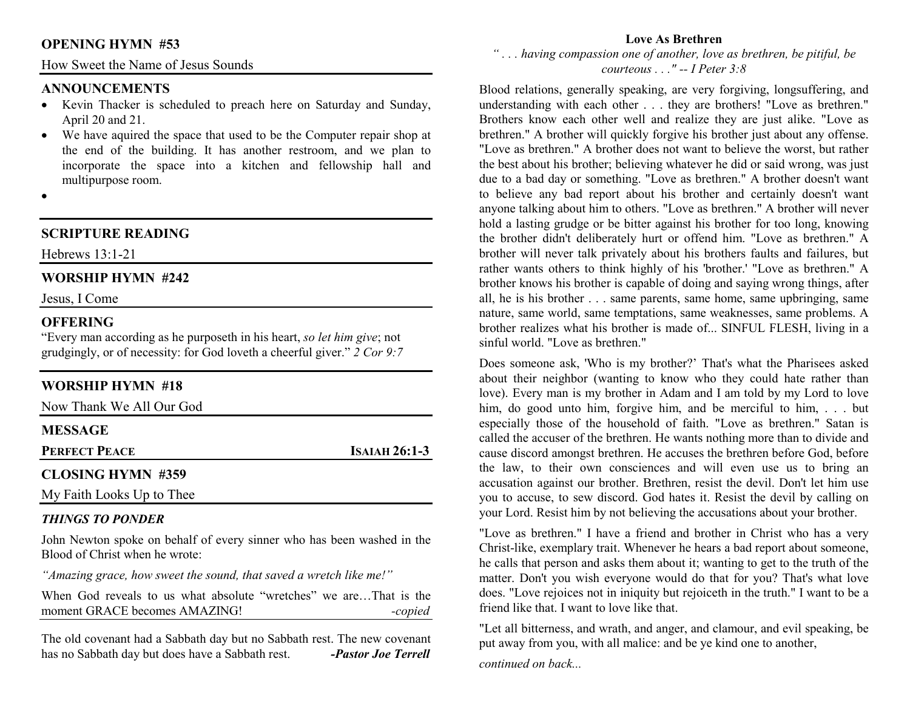## OPENING HYMN #53

How Sweet the Name of Jesus Sounds

## ANNOUNCEMENTS

- Kevin Thacker is scheduled to preach here on Saturday and Sunday, April 20 and 21.
- We have aquired the space that used to be the Computer repair shop at the end of the building. It has another restroom, and we plan to incorporate the space into a kitchen and fellowship hall and multipurpose room.
- 

## SCRIPTURE READING

Hebrews 13:1-21

## WORSHIP HYMN #242

Jesus, I Come

## OFFERING

"Every man according as he purposeth in his heart, *so let him give*; not grudgingly, or of necessity: for God loveth a cheerful giver." *2 Cor 9:7*

## WORSHIP HYMN #18

Now Thank We All Our God

## MESSAGE

**PERFECT PEACE** — **ISAIAH 26:1-3**

## CLOSING HYMN #359

My Faith Looks Up to Thee

### *THINGS TO PONDER*

John Newton spoke on behalf of every sinner who has been washed in the Blood of Christ when he wrote:

*"Amazing grace, how sweet the sound, that saved a wretch like me!"*

When God reveals to us what absolute "wretches" we are…That is the moment GRACE becomes AMAZING! *-copied*

The old covenant had a Sabbath day but no Sabbath rest. The new covenant has no Sabbath day but does have a Sabbath rest. ***-Pastor Joe Terrell***

## Love As Brethren

*" . . . having compassion one of another, love as brethren, be pitiful, be courteous . . ." -- I Peter 3:8*

Blood relations, generally speaking, are very forgiving, longsuffering, and understanding with each other . . . they are brothers! "Love as brethren." Brothers know each other well and realize they are just alike. "Love as brethren." A brother will quickly forgive his brother just about any offense. "Love as brethren." A brother does not want to believe the worst, but rather the best about his brother; believing whatever he did or said wrong, was just due to a bad day or something. "Love as brethren." A brother doesn't want to believe any bad report about his brother and certainly doesn't want anyone talking about him to others. "Love as brethren." A brother will never hold a lasting grudge or be bitter against his brother for too long, knowing the brother didn't deliberately hurt or offend him. "Love as brethren." A brother will never talk privately about his brothers faults and failures, but rather wants others to think highly of his 'brother.' "Love as brethren." A brother knows his brother is capable of doing and saying wrong things, after all, he is his brother . . . same parents, same home, same upbringing, same nature, same world, same temptations, same weaknesses, same problems. A brother realizes what his brother is made of... SINFUL FLESH, living in a sinful world. "Love as brethren."

Does someone ask, 'Who is my brother?' That's what the Pharisees asked about their neighbor (wanting to know who they could hate rather than love). Every man is my brother in Adam and I am told by my Lord to love him, do good unto him, forgive him, and be merciful to him, . . . but especially those of the household of faith. "Love as brethren." Satan is called the accuser of the brethren. He wants nothing more than to divide and cause discord amongst brethren. He accuses the brethren before God, before the law, to their own consciences and will even use us to bring an accusation against our brother. Brethren, resist the devil. Don't let him use you to accuse, to sew discord. God hates it. Resist the devil by calling on your Lord. Resist him by not believing the accusations about your brother.

"Love as brethren." I have a friend and brother in Christ who has a very Christ-like, exemplary trait. Whenever he hears a bad report about someone, he calls that person and asks them about it; wanting to get to the truth of the matter. Don't you wish everyone would do that for you? That's what love does. "Love rejoices not in iniquity but rejoiceth in the truth." I want to be a friend like that. I want to love like that.

"Let all bitterness, and wrath, and anger, and clamour, and evil speaking, be put away from you, with all malice: and be ye kind one to another,

*continued on back...*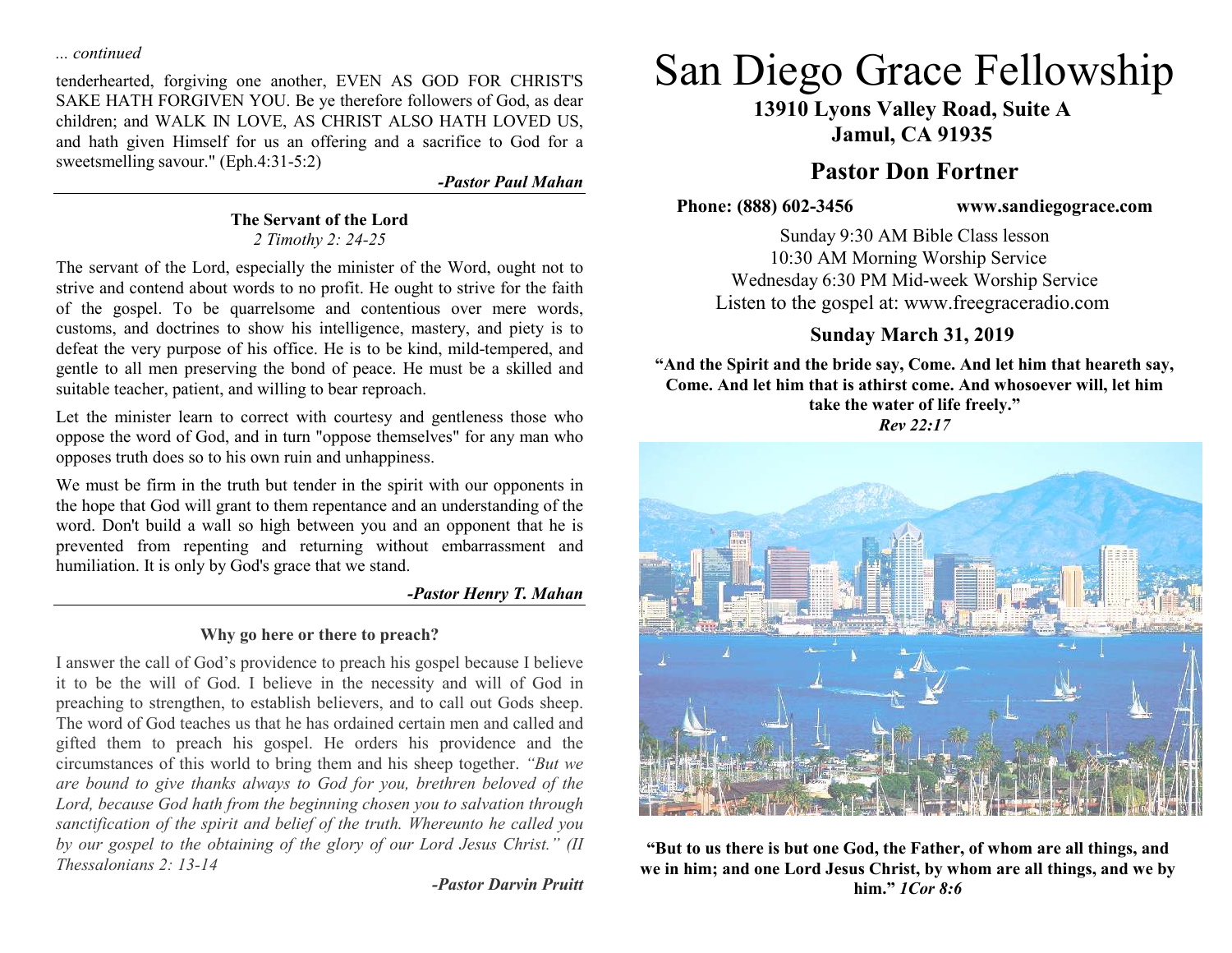*... continued*

tenderhearted, forgiving one another, EVEN AS GOD FOR CHRIST'S SAKE HATH FORGIVEN YOU. Be ye therefore followers of God, as dear children; and WALK IN LOVE, AS CHRIST ALSO HATH LOVED US, and hath given Himself for us an offering and a sacrifice to God for a sweetsmelling savour." (Eph.4:31-5:2)

***-Pastor Paul Mahan***

---

**The Servant of the Lord**

*2 Timothy 2: 24-25*

The servant of the Lord, especially the minister of the Word, ought not to strive and contend about words to no profit. He ought to strive for the faith of the gospel. To be quarrelsome and contentious over mere words, customs, and doctrines to show his intelligence, mastery, and piety is to defeat the very purpose of his office. He is to be kind, mild-tempered, and gentle to all men preserving the bond of peace. He must be a skilled and suitable teacher, patient, and willing to bear reproach.

Let the minister learn to correct with courtesy and gentleness those who oppose the word of God, and in turn "oppose themselves" for any man who opposes truth does so to his own ruin and unhappiness.

We must be firm in the truth but tender in the spirit with our opponents in the hope that God will grant to them repentance and an understanding of the word. Don't build a wall so high between you and an opponent that he is prevented from repenting and returning without embarrassment and humiliation. It is only by God's grace that we stand.

***-Pastor Henry T. Mahan***

---

**Why go here or there to preach?**

I answer the call of God's providence to preach his gospel because I believe it to be the will of God. I believe in the necessity and will of God in preaching to strengthen, to establish believers, and to call out Gods sheep. The word of God teaches us that he has ordained certain men and called and gifted them to preach his gospel. He orders his providence and the circumstances of this world to bring them and his sheep together. *"But we are bound to give thanks always to God for you, brethren beloved of the Lord, because God hath from the beginning chosen you to salvation through sanctification of the spirit and belief of the truth. Whereunto he called you by our gospel to the obtaining of the glory of our Lord Jesus Christ." (II Thessalonians 2: 13-14*

***-Pastor Darvin Pruitt***

# San Diego Grace Fellowship

**13910 Lyons Valley Road, Suite A**
**Jamul, CA 91935**

## Pastor Don Fortner

**Phone: (888) 602-3456** **www.sandiegograce.com**

Sunday 9:30 AM Bible Class lesson
10:30 AM Morning Worship Service
Wednesday 6:30 PM Mid-week Worship Service
Listen to the gospel at: www.freegraceradio.com

### Sunday March 31, 2019

**"And the Spirit and the bride say, Come. And let him that heareth say, Come. And let him that is athirst come. And whosoever will, let him take the water of life freely."** ***Rev 22:17***

**"But to us there is but one God, the Father, of whom are all things, and we in him; and one Lord Jesus Christ, by whom are all things, and we by him."** ***1Cor 8:6***